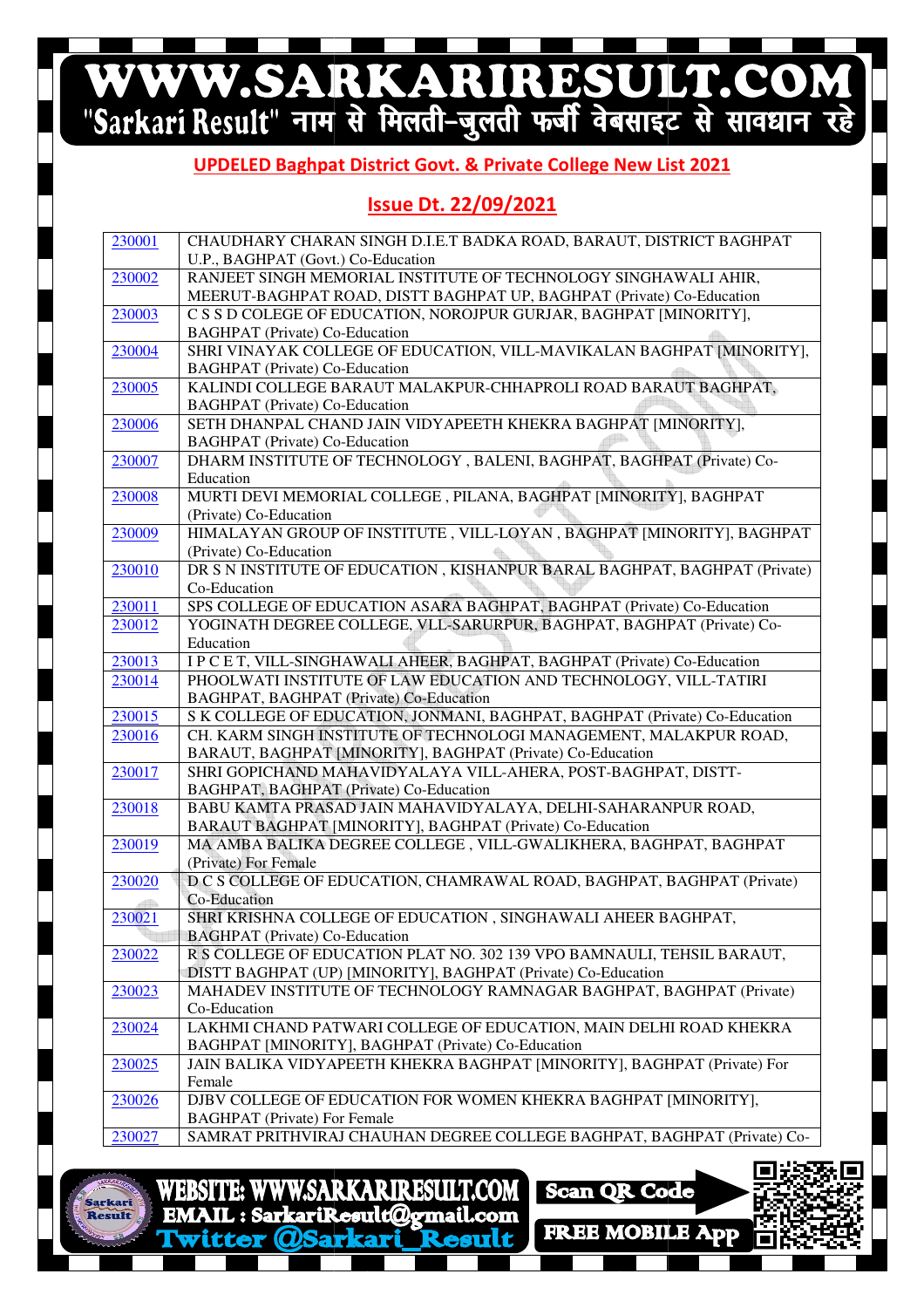**UPDELED Baghpat District Govt. & Private College New List 2021**

**Issue Dt. 22/09/2021**

| | |
|---|---|
| 230001 | CHAUDHARY CHARAN SINGH D.I.E.T BADKA ROAD, BARAUT, DISTRICT BAGHPAT U.P., BAGHPAT (Govt.) Co-Education |
| 230002 | RANJEET SINGH MEMORIAL INSTITUTE OF TECHNOLOGY SINGHAWALI AHIR, MEERUT-BAGHPAT ROAD, DISTT BAGHPAT UP, BAGHPAT (Private) Co-Education |
| 230003 | C S S D COLEGE OF EDUCATION, NOROJPUR GURJAR, BAGHPAT [MINORITY], BAGHPAT (Private) Co-Education |
| 230004 | SHRI VINAYAK COLLEGE OF EDUCATION, VILL-MAVIKALAN BAGHPAT [MINORITY], BAGHPAT (Private) Co-Education |
| 230005 | KALINDI COLLEGE BARAUT MALAKPUR-CHHAPROLI ROAD BARAUT BAGHPAT, BAGHPAT (Private) Co-Education |
| 230006 | SETH DHANPAL CHAND JAIN VIDYAPEETH KHEKRA BAGHPAT [MINORITY], BAGHPAT (Private) Co-Education |
| 230007 | DHARM INSTITUTE OF TECHNOLOGY , BALENI, BAGHPAT, BAGHPAT (Private) Co-Education |
| 230008 | MURTI DEVI MEMORIAL COLLEGE , PILANA, BAGHPAT [MINORITY], BAGHPAT (Private) Co-Education |
| 230009 | HIMALAYAN GROUP OF INSTITUTE , VILL-LOYAN , BAGHPAT [MINORITY], BAGHPAT (Private) Co-Education |
| 230010 | DR S N INSTITUTE OF EDUCATION , KISHANPUR BARAL BAGHPAT, BAGHPAT (Private) Co-Education |
| 230011 | SPS COLLEGE OF EDUCATION ASARA BAGHPAT, BAGHPAT (Private) Co-Education |
| 230012 | YOGINATH DEGREE COLLEGE, VLL-SARURPUR, BAGHPAT, BAGHPAT (Private) Co-Education |
| 230013 | I P C E T, VILL-SINGHAWALI AHEER, BAGHPAT, BAGHPAT (Private) Co-Education |
| 230014 | PHOOLWATI INSTITUTE OF LAW EDUCATION AND TECHNOLOGY, VILL-TATIRI BAGHPAT, BAGHPAT (Private) Co-Education |
| 230015 | S K COLLEGE OF EDUCATION, JONMANI, BAGHPAT, BAGHPAT (Private) Co-Education |
| 230016 | CH. KARM SINGH INSTITUTE OF TECHNOLOGI MANAGEMENT, MALAKPUR ROAD, BARAUT, BAGHPAT [MINORITY], BAGHPAT (Private) Co-Education |
| 230017 | SHRI GOPICHAND MAHAVIDYALAYA VILL-AHERA, POST-BAGHPAT, DISTT-BAGHPAT, BAGHPAT (Private) Co-Education |
| 230018 | BABU KAMTA PRASAD JAIN MAHAVIDYALAYA, DELHI-SAHARANPUR ROAD, BARAUT BAGHPAT [MINORITY], BAGHPAT (Private) Co-Education |
| 230019 | MA AMBA BALIKA DEGREE COLLEGE , VILL-GWALIKHERA, BAGHPAT, BAGHPAT (Private) For Female |
| 230020 | D C S COLLEGE OF EDUCATION, CHAMRAWAL ROAD, BAGHPAT, BAGHPAT (Private) Co-Education |
| 230021 | SHRI KRISHNA COLLEGE OF EDUCATION , SINGHAWALI AHEER BAGHPAT, BAGHPAT (Private) Co-Education |
| 230022 | R S COLLEGE OF EDUCATION PLAT NO. 302 139 VPO BAMNAULI, TEHSIL BARAUT, DISTT BAGHPAT (UP) [MINORITY], BAGHPAT (Private) Co-Education |
| 230023 | MAHADEV INSTITUTE OF TECHNOLOGY RAMNAGAR BAGHPAT, BAGHPAT (Private) Co-Education |
| 230024 | LAKHMI CHAND PATWARI COLLEGE OF EDUCATION, MAIN DELHI ROAD KHEKRA BAGHPAT [MINORITY], BAGHPAT (Private) Co-Education |
| 230025 | JAIN BALIKA VIDYAPEETH KHEKRA BAGHPAT [MINORITY], BAGHPAT (Private) For Female |
| 230026 | DJBV COLLEGE OF EDUCATION FOR WOMEN KHEKRA BAGHPAT [MINORITY], BAGHPAT (Private) For Female |
| 230027 | SAMRAT PRITHVIRAJ CHAUHAN DEGREE COLLEGE BAGHPAT, BAGHPAT (Private) Co- |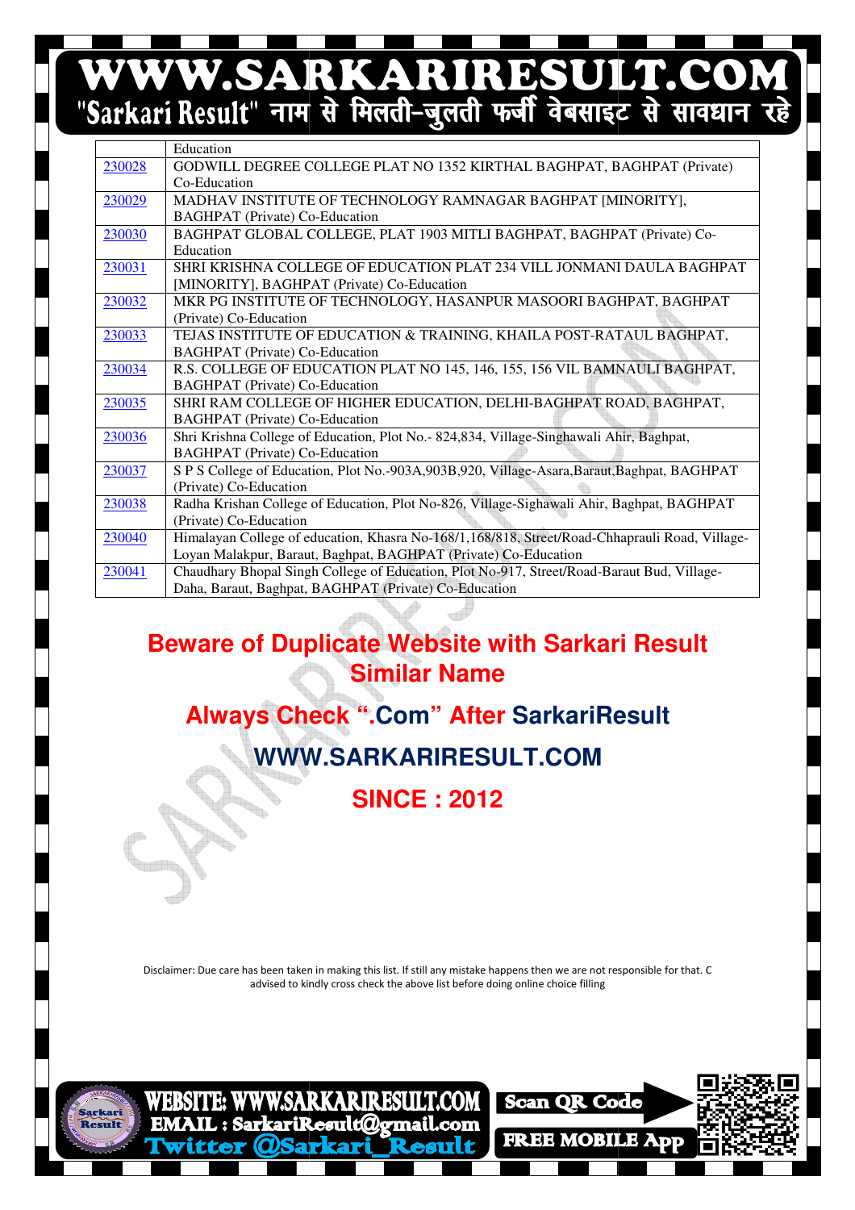| | |
|---|---|
| | Education |
| 230028 | GODWILL DEGREE COLLEGE PLAT NO 1352 KIRTHAL BAGHPAT, BAGHPAT (Private) Co-Education |
| 230029 | MADHAV INSTITUTE OF TECHNOLOGY RAMNAGAR BAGHPAT [MINORITY], BAGHPAT (Private) Co-Education |
| 230030 | BAGHPAT GLOBAL COLLEGE, PLAT 1903 MITLI BAGHPAT, BAGHPAT (Private) Co-Education |
| 230031 | SHRI KRISHNA COLLEGE OF EDUCATION PLAT 234 VILL JONMANI DAULA BAGHPAT [MINORITY], BAGHPAT (Private) Co-Education |
| 230032 | MKR PG INSTITUTE OF TECHNOLOGY, HASANPUR MASOORI BAGHPAT, BAGHPAT (Private) Co-Education |
| 230033 | TEJAS INSTITUTE OF EDUCATION & TRAINING, KHAILA POST-RATAUL BAGHPAT, BAGHPAT (Private) Co-Education |
| 230034 | R.S. COLLEGE OF EDUCATION PLAT NO 145, 146, 155, 156 VIL BAMNAULI BAGHPAT, BAGHPAT (Private) Co-Education |
| 230035 | SHRI RAM COLLEGE OF HIGHER EDUCATION, DELHI-BAGHPAT ROAD, BAGHPAT, BAGHPAT (Private) Co-Education |
| 230036 | Shri Krishna College of Education, Plot No.- 824,834, Village-Singhawali Ahir, Baghpat, BAGHPAT (Private) Co-Education |
| 230037 | S P S College of Education, Plot No.-903A,903B,920, Village-Asara,Baraut,Baghpat, BAGHPAT (Private) Co-Education |
| 230038 | Radha Krishan College of Education, Plot No-826, Village-Sighawali Ahir, Baghpat, BAGHPAT (Private) Co-Education |
| 230040 | Himalayan College of education, Khasra No-168/1,168/818, Street/Road-Chhaprauli Road, Village-Loyan Malakpur, Baraut, Baghpat, BAGHPAT (Private) Co-Education |
| 230041 | Chaudhary Bhopal Singh College of Education, Plot No-917, Street/Road-Baraut Bud, Village-Daha, Baraut, Baghpat, BAGHPAT (Private) Co-Education |

**Beware of Duplicate Website with Sarkari Result Similar Name**

**Always Check ".Com" After SarkariResult**

**WWW.SARKARIRESULT.COM**

**SINCE : 2012**

Disclaimer: Due care has been taken in making this list. If still any mistake happens then we are not responsible for that. C advised to kindly cross check the above list before doing online choice filling